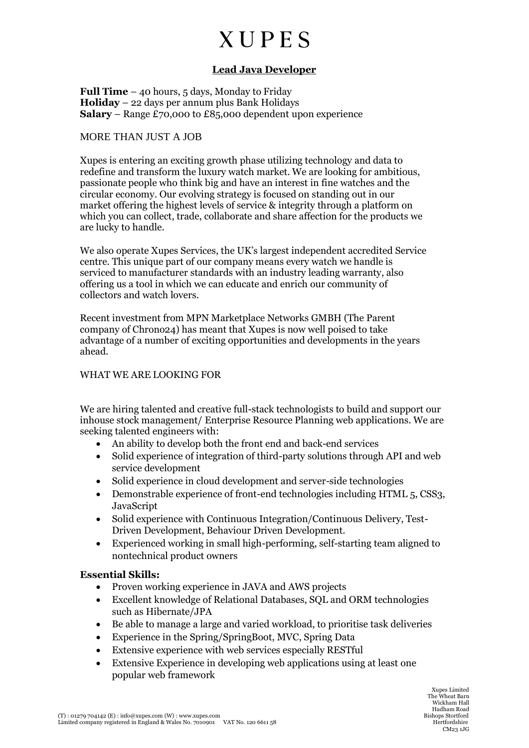# XUPES

## Lead Java Developer

**Full Time** – 40 hours, 5 days, Monday to Friday
**Holiday** – 22 days per annum plus Bank Holidays
**Salary** – Range £70,000 to £85,000 dependent upon experience

MORE THAN JUST A JOB

Xupes is entering an exciting growth phase utilizing technology and data to redefine and transform the luxury watch market. We are looking for ambitious, passionate people who think big and have an interest in fine watches and the circular economy. Our evolving strategy is focused on standing out in our market offering the highest levels of service & integrity through a platform on which you can collect, trade, collaborate and share affection for the products we are lucky to handle.

We also operate Xupes Services, the UK's largest independent accredited Service centre. This unique part of our company means every watch we handle is serviced to manufacturer standards with an industry leading warranty, also offering us a tool in which we can educate and enrich our community of collectors and watch lovers.

Recent investment from MPN Marketplace Networks GMBH (The Parent company of Chrono24) has meant that Xupes is now well poised to take advantage of a number of exciting opportunities and developments in the years ahead.

WHAT WE ARE LOOKING FOR

We are hiring talented and creative full-stack technologists to build and support our inhouse stock management/ Enterprise Resource Planning web applications. We are seeking talented engineers with:

- An ability to develop both the front end and back-end services
- Solid experience of integration of third-party solutions through API and web service development
- Solid experience in cloud development and server-side technologies
- Demonstrable experience of front-end technologies including HTML 5, CSS3, JavaScript
- Solid experience with Continuous Integration/Continuous Delivery, Test-Driven Development, Behaviour Driven Development.
- Experienced working in small high-performing, self-starting team aligned to nontechnical product owners

**Essential Skills:**

- Proven working experience in JAVA and AWS projects
- Excellent knowledge of Relational Databases, SQL and ORM technologies such as Hibernate/JPA
- Be able to manage a large and varied workload, to prioritise task deliveries
- Experience in the Spring/SpringBoot, MVC, Spring Data
- Extensive experience with web services especially RESTful
- Extensive Experience in developing web applications using at least one popular web framework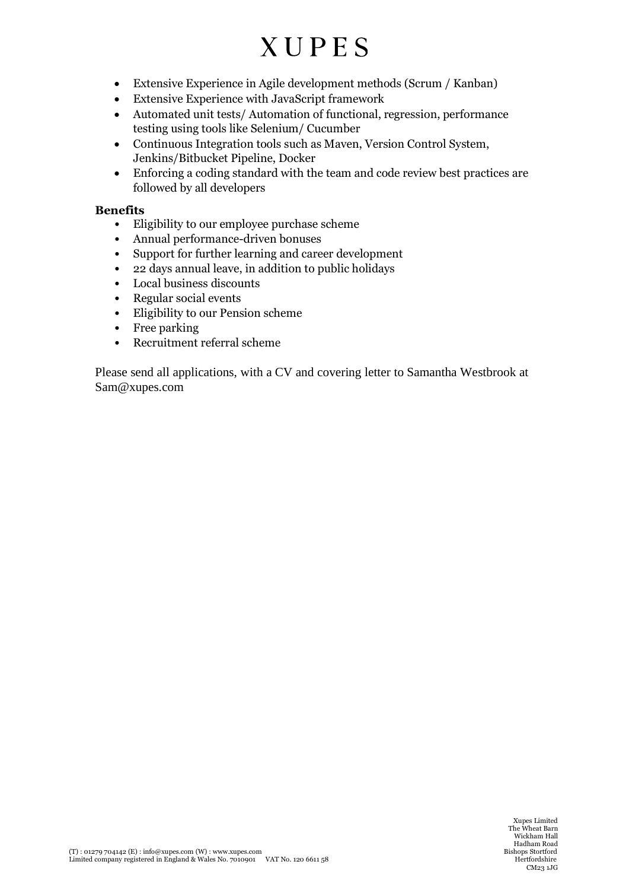- Extensive Experience in Agile development methods (Scrum / Kanban)
- Extensive Experience with JavaScript framework
- Automated unit tests/ Automation of functional, regression, performance testing using tools like Selenium/ Cucumber
- Continuous Integration tools such as Maven, Version Control System, Jenkins/Bitbucket Pipeline, Docker
- Enforcing a coding standard with the team and code review best practices are followed by all developers

**Benefits**

- Eligibility to our employee purchase scheme
- Annual performance-driven bonuses
- Support for further learning and career development
- 22 days annual leave, in addition to public holidays
- Local business discounts
- Regular social events
- Eligibility to our Pension scheme
- Free parking
- Recruitment referral scheme

Please send all applications, with a CV and covering letter to Samantha Westbrook at Sam@xupes.com